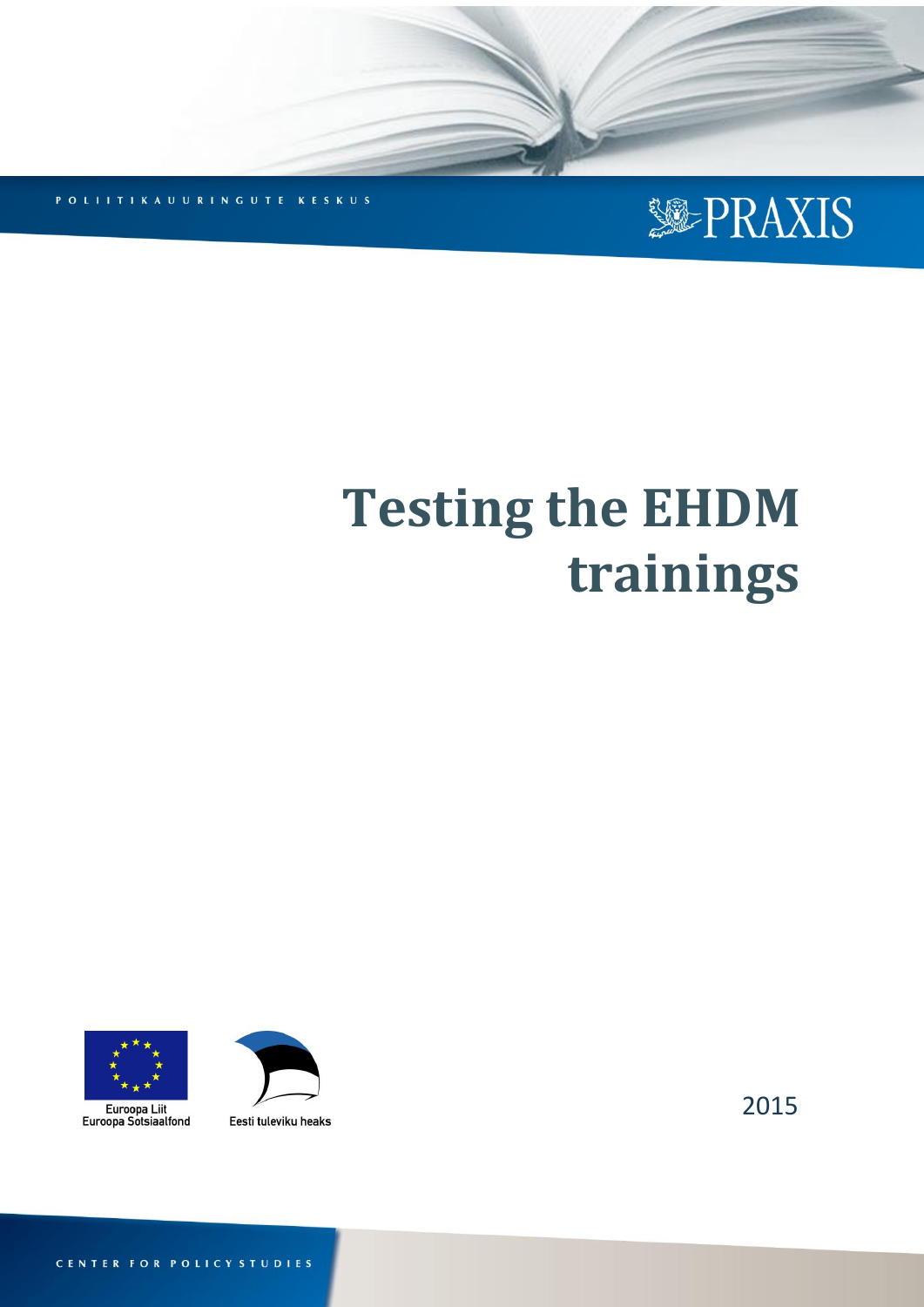POLIITIKAUURINGUTE KESKUS

PRAXIS

# Testing the EHDM trainings

Euroopa Liit
Euroopa Sotsiaalfond

Eesti tuleviku heaks

2015

CENTER FOR POLICY STUDIES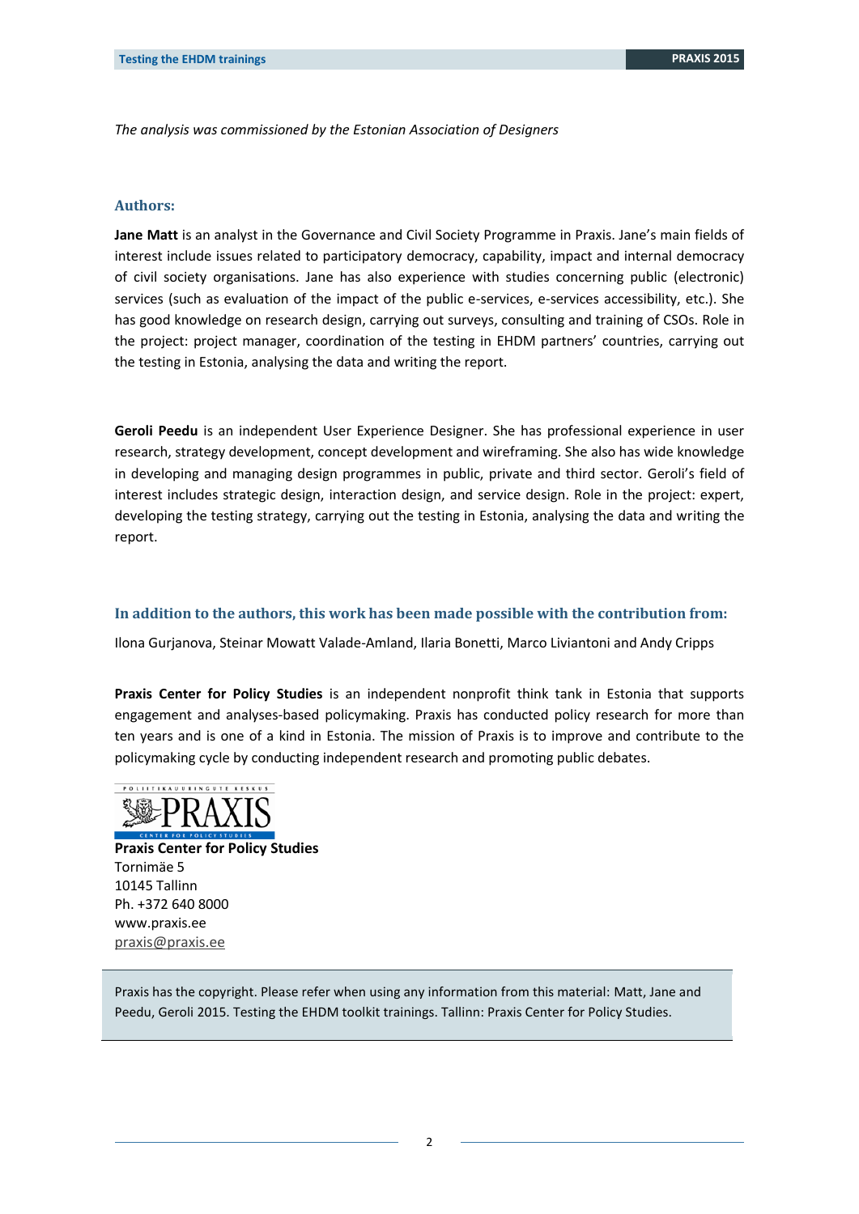*The analysis was commissioned by the Estonian Association of Designers*

### Authors:

**Jane Matt** is an analyst in the Governance and Civil Society Programme in Praxis. Jane's main fields of interest include issues related to participatory democracy, capability, impact and internal democracy of civil society organisations. Jane has also experience with studies concerning public (electronic) services (such as evaluation of the impact of the public e-services, e-services accessibility, etc.). She has good knowledge on research design, carrying out surveys, consulting and training of CSOs. Role in the project: project manager, coordination of the testing in EHDM partners' countries, carrying out the testing in Estonia, analysing the data and writing the report.

**Geroli Peedu** is an independent User Experience Designer. She has professional experience in user research, strategy development, concept development and wireframing. She also has wide knowledge in developing and managing design programmes in public, private and third sector. Geroli's field of interest includes strategic design, interaction design, and service design. Role in the project: expert, developing the testing strategy, carrying out the testing in Estonia, analysing the data and writing the report.

### In addition to the authors, this work has been made possible with the contribution from:

Ilona Gurjanova, Steinar Mowatt Valade-Amland, Ilaria Bonetti, Marco Liviantoni and Andy Cripps

**Praxis Center for Policy Studies** is an independent nonprofit think tank in Estonia that supports engagement and analyses-based policymaking. Praxis has conducted policy research for more than ten years and is one of a kind in Estonia. The mission of Praxis is to improve and contribute to the policymaking cycle by conducting independent research and promoting public debates.

**Praxis Center for Policy Studies**
Tornimäe 5
10145 Tallinn
Ph. +372 640 8000
www.praxis.ee
praxis@praxis.ee

Praxis has the copyright. Please refer when using any information from this material: Matt, Jane and Peedu, Geroli 2015. Testing the EHDM toolkit trainings. Tallinn: Praxis Center for Policy Studies.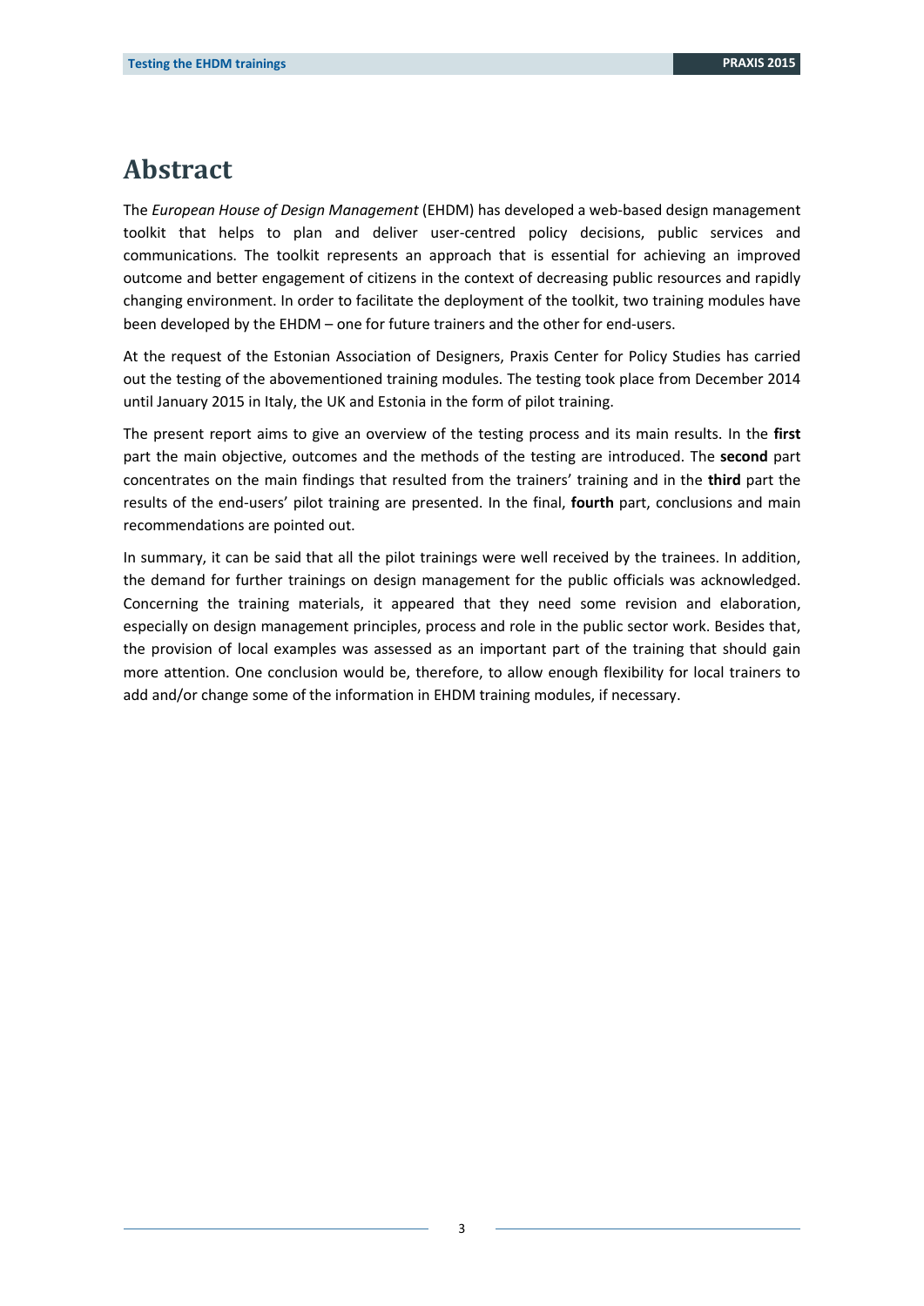# Abstract

The *European House of Design Management* (EHDM) has developed a web-based design management toolkit that helps to plan and deliver user-centred policy decisions, public services and communications. The toolkit represents an approach that is essential for achieving an improved outcome and better engagement of citizens in the context of decreasing public resources and rapidly changing environment. In order to facilitate the deployment of the toolkit, two training modules have been developed by the EHDM – one for future trainers and the other for end-users.

At the request of the Estonian Association of Designers, Praxis Center for Policy Studies has carried out the testing of the abovementioned training modules. The testing took place from December 2014 until January 2015 in Italy, the UK and Estonia in the form of pilot training.

The present report aims to give an overview of the testing process and its main results. In the **first** part the main objective, outcomes and the methods of the testing are introduced. The **second** part concentrates on the main findings that resulted from the trainers' training and in the **third** part the results of the end-users' pilot training are presented. In the final, **fourth** part, conclusions and main recommendations are pointed out.

In summary, it can be said that all the pilot trainings were well received by the trainees. In addition, the demand for further trainings on design management for the public officials was acknowledged. Concerning the training materials, it appeared that they need some revision and elaboration, especially on design management principles, process and role in the public sector work. Besides that, the provision of local examples was assessed as an important part of the training that should gain more attention. One conclusion would be, therefore, to allow enough flexibility for local trainers to add and/or change some of the information in EHDM training modules, if necessary.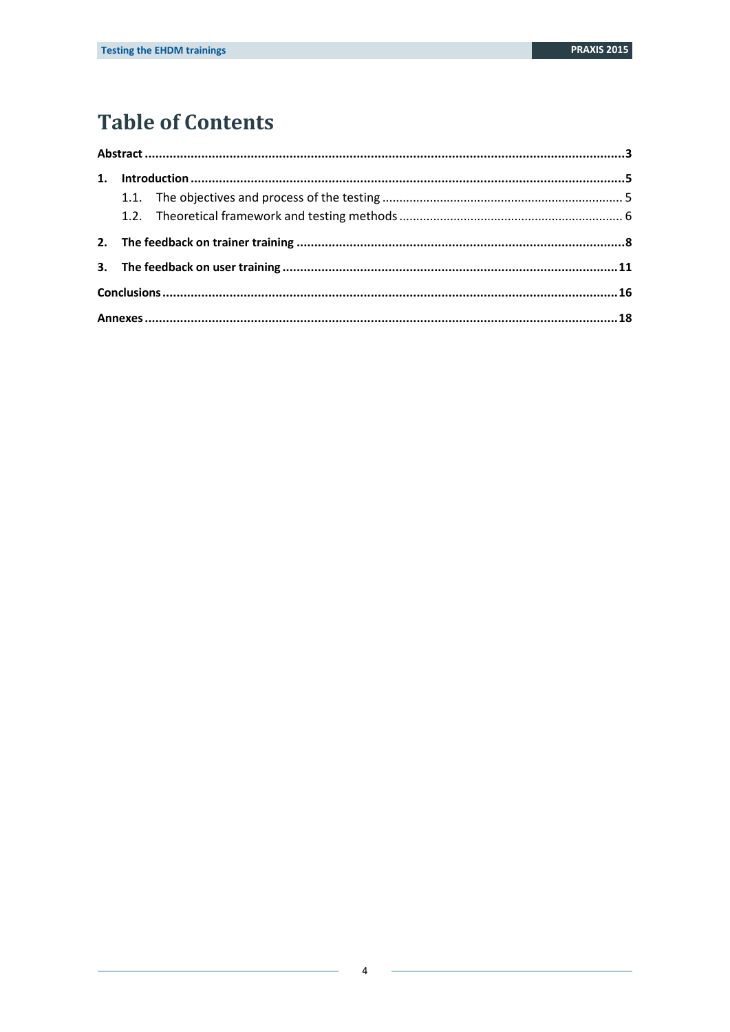# Table of Contents

**Abstract** ........................................................................................................................................**3**

**1. Introduction** ...................................................................................................................................**5**

1.1. The objectives and process of the testing ....................................................................... 5

1.2. Theoretical framework and testing methods .................................................................. 6

**2. The feedback on trainer training** ..................................................................................................**8**

**3. The feedback on user training** ....................................................................................................**11**

**Conclusions** ......................................................................................................................................**16**

**Annexes** ............................................................................................................................................**18**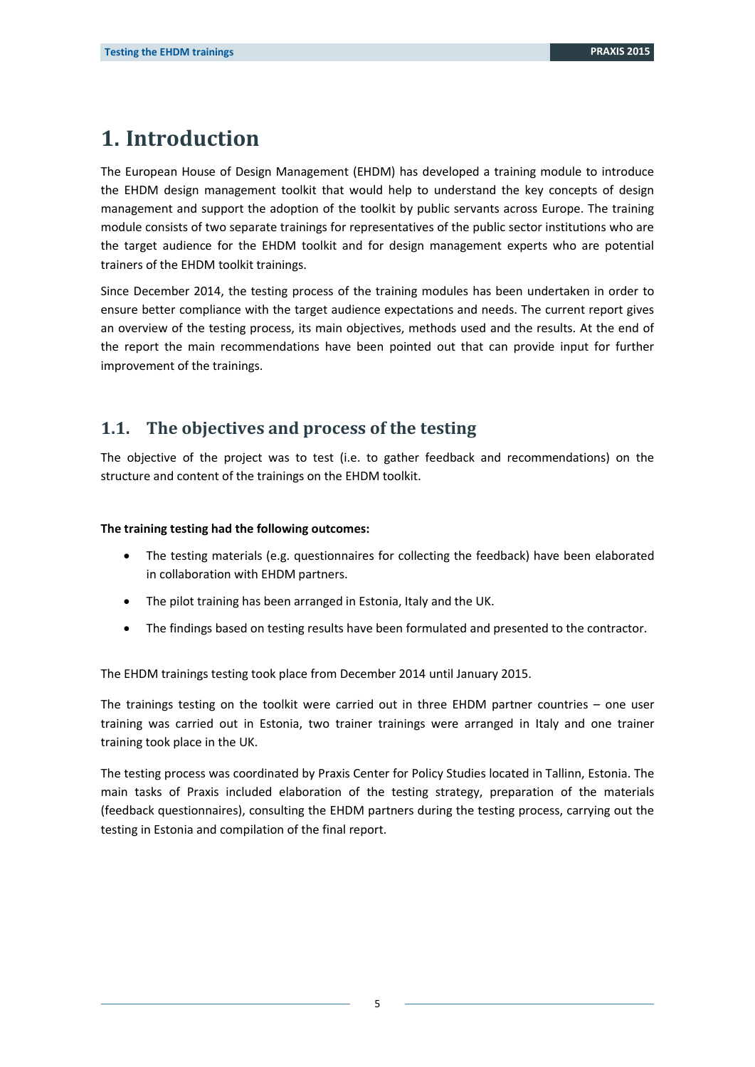# 1. Introduction

The European House of Design Management (EHDM) has developed a training module to introduce the EHDM design management toolkit that would help to understand the key concepts of design management and support the adoption of the toolkit by public servants across Europe. The training module consists of two separate trainings for representatives of the public sector institutions who are the target audience for the EHDM toolkit and for design management experts who are potential trainers of the EHDM toolkit trainings.

Since December 2014, the testing process of the training modules has been undertaken in order to ensure better compliance with the target audience expectations and needs. The current report gives an overview of the testing process, its main objectives, methods used and the results. At the end of the report the main recommendations have been pointed out that can provide input for further improvement of the trainings.

## 1.1. The objectives and process of the testing

The objective of the project was to test (i.e. to gather feedback and recommendations) on the structure and content of the trainings on the EHDM toolkit.

**The training testing had the following outcomes:**

- The testing materials (e.g. questionnaires for collecting the feedback) have been elaborated in collaboration with EHDM partners.
- The pilot training has been arranged in Estonia, Italy and the UK.
- The findings based on testing results have been formulated and presented to the contractor.

The EHDM trainings testing took place from December 2014 until January 2015.

The trainings testing on the toolkit were carried out in three EHDM partner countries – one user training was carried out in Estonia, two trainer trainings were arranged in Italy and one trainer training took place in the UK.

The testing process was coordinated by Praxis Center for Policy Studies located in Tallinn, Estonia. The main tasks of Praxis included elaboration of the testing strategy, preparation of the materials (feedback questionnaires), consulting the EHDM partners during the testing process, carrying out the testing in Estonia and compilation of the final report.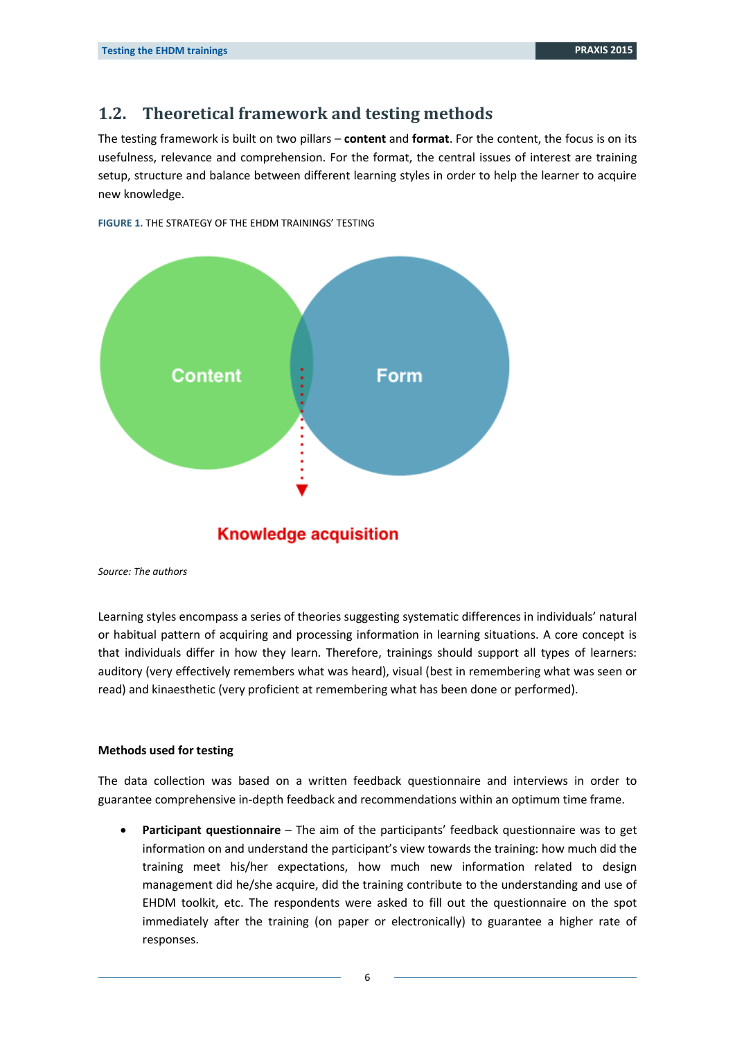## 1.2. Theoretical framework and testing methods

The testing framework is built on two pillars – **content** and **format**. For the content, the focus is on its usefulness, relevance and comprehension. For the format, the central issues of interest are training setup, structure and balance between different learning styles in order to help the learner to acquire new knowledge.

**FIGURE 1.** THE STRATEGY OF THE EHDM TRAININGS' TESTING

Content

Form

Knowledge acquisition

*Source: The authors*

Learning styles encompass a series of theories suggesting systematic differences in individuals' natural or habitual pattern of acquiring and processing information in learning situations. A core concept is that individuals differ in how they learn. Therefore, trainings should support all types of learners: auditory (very effectively remembers what was heard), visual (best in remembering what was seen or read) and kinaesthetic (very proficient at remembering what has been done or performed).

**Methods used for testing**

The data collection was based on a written feedback questionnaire and interviews in order to guarantee comprehensive in-depth feedback and recommendations within an optimum time frame.

- **Participant questionnaire** – The aim of the participants' feedback questionnaire was to get information on and understand the participant's view towards the training: how much did the training meet his/her expectations, how much new information related to design management did he/she acquire, did the training contribute to the understanding and use of EHDM toolkit, etc. The respondents were asked to fill out the questionnaire on the spot immediately after the training (on paper or electronically) to guarantee a higher rate of responses.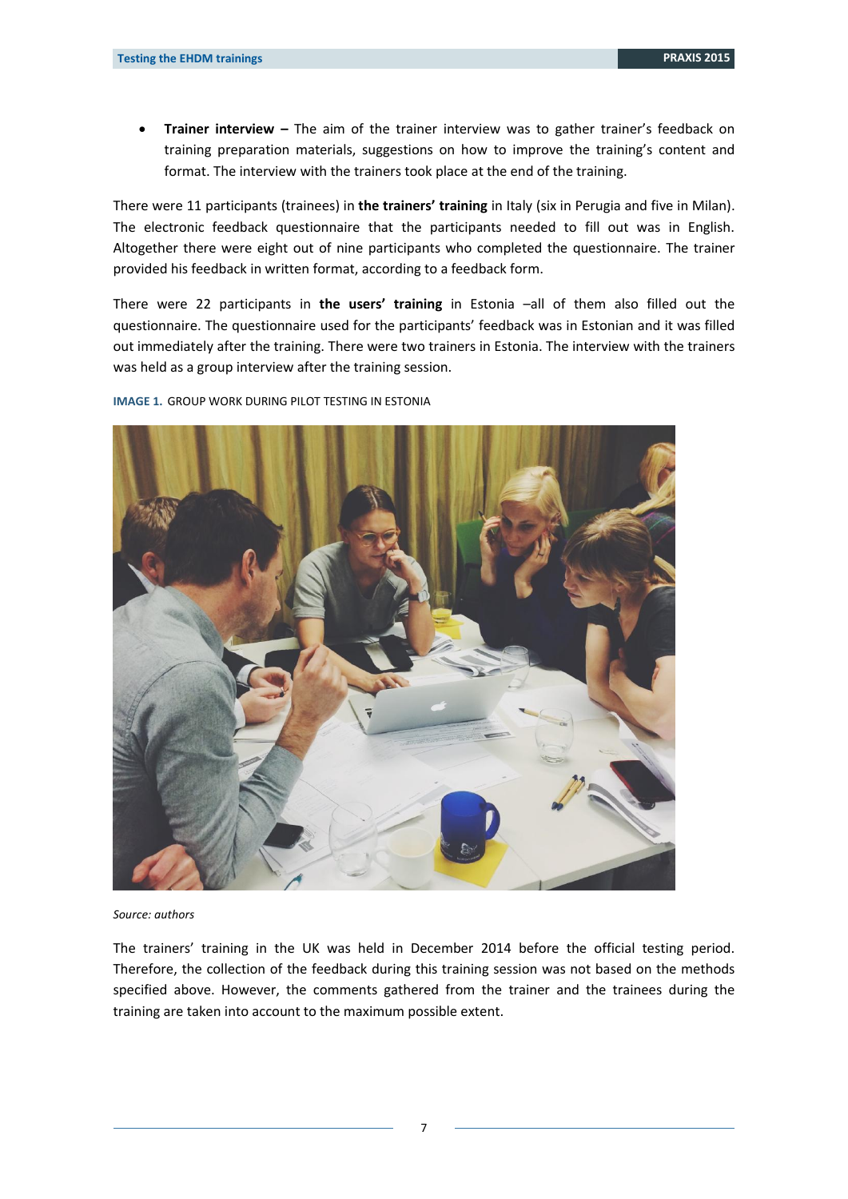- **Trainer interview –** The aim of the trainer interview was to gather trainer's feedback on training preparation materials, suggestions on how to improve the training's content and format. The interview with the trainers took place at the end of the training.

There were 11 participants (trainees) in **the trainers' training** in Italy (six in Perugia and five in Milan). The electronic feedback questionnaire that the participants needed to fill out was in English. Altogether there were eight out of nine participants who completed the questionnaire. The trainer provided his feedback in written format, according to a feedback form.

There were 22 participants in **the users' training** in Estonia –all of them also filled out the questionnaire. The questionnaire used for the participants' feedback was in Estonian and it was filled out immediately after the training. There were two trainers in Estonia. The interview with the trainers was held as a group interview after the training session.

**IMAGE 1.** GROUP WORK DURING PILOT TESTING IN ESTONIA

*Source: authors*

The trainers' training in the UK was held in December 2014 before the official testing period. Therefore, the collection of the feedback during this training session was not based on the methods specified above. However, the comments gathered from the trainer and the trainees during the training are taken into account to the maximum possible extent.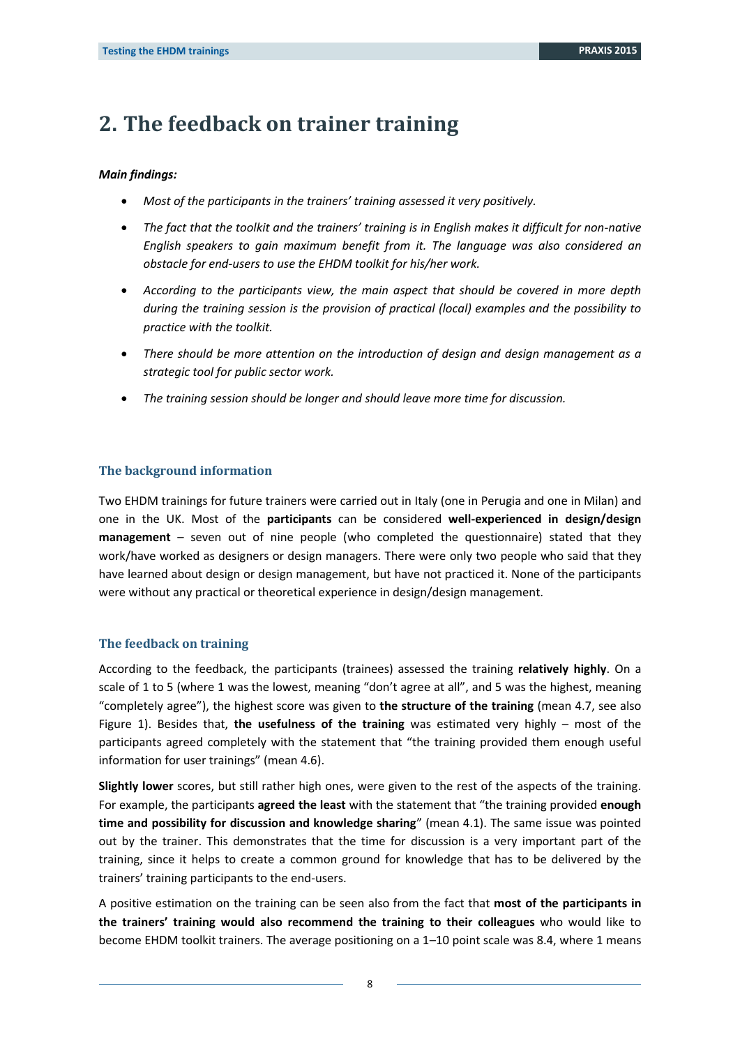# 2. The feedback on trainer training

***Main findings:***

- *Most of the participants in the trainers' training assessed it very positively.*
- *The fact that the toolkit and the trainers' training is in English makes it difficult for non-native English speakers to gain maximum benefit from it. The language was also considered an obstacle for end-users to use the EHDM toolkit for his/her work.*
- *According to the participants view, the main aspect that should be covered in more depth during the training session is the provision of practical (local) examples and the possibility to practice with the toolkit.*
- *There should be more attention on the introduction of design and design management as a strategic tool for public sector work.*
- *The training session should be longer and should leave more time for discussion.*

### The background information

Two EHDM trainings for future trainers were carried out in Italy (one in Perugia and one in Milan) and one in the UK. Most of the **participants** can be considered **well-experienced in design/design management** – seven out of nine people (who completed the questionnaire) stated that they work/have worked as designers or design managers. There were only two people who said that they have learned about design or design management, but have not practiced it. None of the participants were without any practical or theoretical experience in design/design management.

### The feedback on training

According to the feedback, the participants (trainees) assessed the training **relatively highly**. On a scale of 1 to 5 (where 1 was the lowest, meaning "don't agree at all", and 5 was the highest, meaning "completely agree"), the highest score was given to **the structure of the training** (mean 4.7, see also Figure 1). Besides that, **the usefulness of the training** was estimated very highly – most of the participants agreed completely with the statement that "the training provided them enough useful information for user trainings" (mean 4.6).

**Slightly lower** scores, but still rather high ones, were given to the rest of the aspects of the training. For example, the participants **agreed the least** with the statement that "the training provided **enough time and possibility for discussion and knowledge sharing**" (mean 4.1). The same issue was pointed out by the trainer. This demonstrates that the time for discussion is a very important part of the training, since it helps to create a common ground for knowledge that has to be delivered by the trainers' training participants to the end-users.

A positive estimation on the training can be seen also from the fact that **most of the participants in the trainers' training would also recommend the training to their colleagues** who would like to become EHDM toolkit trainers. The average positioning on a 1–10 point scale was 8.4, where 1 means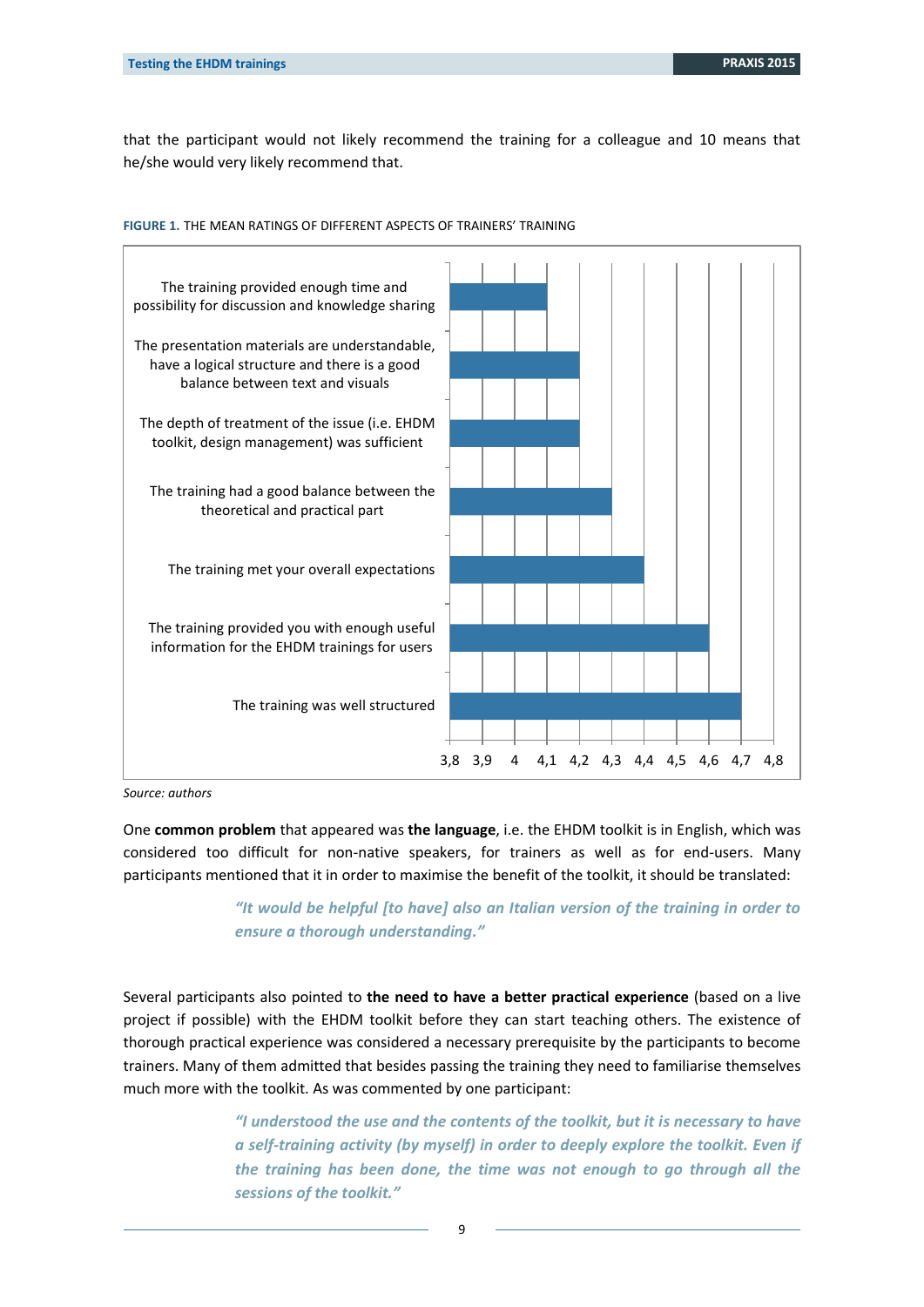that the participant would not likely recommend the training for a colleague and 10 means that he/she would very likely recommend that.

**FIGURE 1.** THE MEAN RATINGS OF DIFFERENT ASPECTS OF TRAINERS' TRAINING

| Aspect | Mean rating |
|---|---|
| The training provided enough time and possibility for discussion and knowledge sharing | 4,1 |
| The presentation materials are understandable, have a logical structure and there is a good balance between text and visuals | 4,2 |
| The depth of treatment of the issue (i.e. EHDM toolkit, design management) was sufficient | 4,2 |
| The training had a good balance between the theoretical and practical part | 4,3 |
| The training met your overall expectations | 4,4 |
| The training provided you with enough useful information for the EHDM trainings for users | 4,6 |
| The training was well structured | 4,7 |

*Source: authors*

One **common problem** that appeared was **the language**, i.e. the EHDM toolkit is in English, which was considered too difficult for non-native speakers, for trainers as well as for end-users. Many participants mentioned that it in order to maximise the benefit of the toolkit, it should be translated:

> ***"It would be helpful [to have] also an Italian version of the training in order to ensure a thorough understanding."***

Several participants also pointed to **the need to have a better practical experience** (based on a live project if possible) with the EHDM toolkit before they can start teaching others. The existence of thorough practical experience was considered a necessary prerequisite by the participants to become trainers. Many of them admitted that besides passing the training they need to familiarise themselves much more with the toolkit. As was commented by one participant:

> ***"I understood the use and the contents of the toolkit, but it is necessary to have a self-training activity (by myself) in order to deeply explore the toolkit. Even if the training has been done, the time was not enough to go through all the sessions of the toolkit."***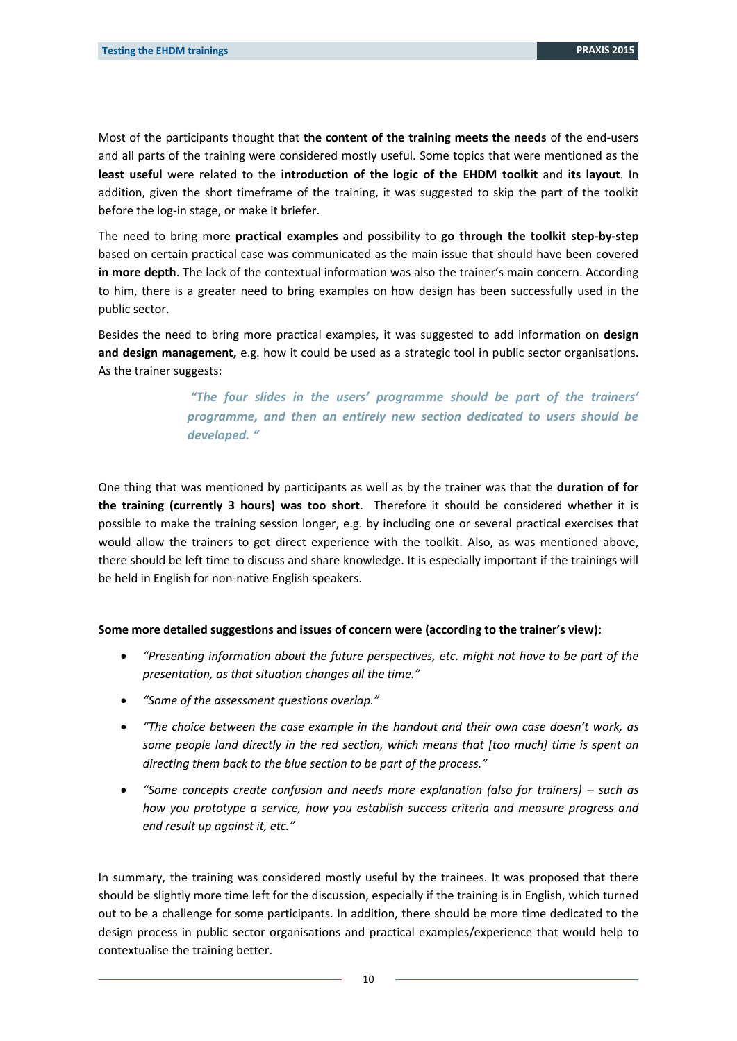Most of the participants thought that **the content of the training meets the needs** of the end-users and all parts of the training were considered mostly useful. Some topics that were mentioned as the **least useful** were related to the **introduction of the logic of the EHDM toolkit** and **its layout**. In addition, given the short timeframe of the training, it was suggested to skip the part of the toolkit before the log-in stage, or make it briefer.

The need to bring more **practical examples** and possibility to **go through the toolkit step-by-step** based on certain practical case was communicated as the main issue that should have been covered **in more depth**. The lack of the contextual information was also the trainer's main concern. According to him, there is a greater need to bring examples on how design has been successfully used in the public sector.

Besides the need to bring more practical examples, it was suggested to add information on **design and design management,** e.g. how it could be used as a strategic tool in public sector organisations. As the trainer suggests:

> ***"The four slides in the users' programme should be part of the trainers' programme, and then an entirely new section dedicated to users should be developed. "***

One thing that was mentioned by participants as well as by the trainer was that the **duration of for the training (currently 3 hours) was too short**. Therefore it should be considered whether it is possible to make the training session longer, e.g. by including one or several practical exercises that would allow the trainers to get direct experience with the toolkit. Also, as was mentioned above, there should be left time to discuss and share knowledge. It is especially important if the trainings will be held in English for non-native English speakers.

**Some more detailed suggestions and issues of concern were (according to the trainer's view):**

- *"Presenting information about the future perspectives, etc. might not have to be part of the presentation, as that situation changes all the time."*
- *"Some of the assessment questions overlap."*
- *"The choice between the case example in the handout and their own case doesn't work, as some people land directly in the red section, which means that [too much] time is spent on directing them back to the blue section to be part of the process."*
- *"Some concepts create confusion and needs more explanation (also for trainers) – such as how you prototype a service, how you establish success criteria and measure progress and end result up against it, etc."*

In summary, the training was considered mostly useful by the trainees. It was proposed that there should be slightly more time left for the discussion, especially if the training is in English, which turned out to be a challenge for some participants. In addition, there should be more time dedicated to the design process in public sector organisations and practical examples/experience that would help to contextualise the training better.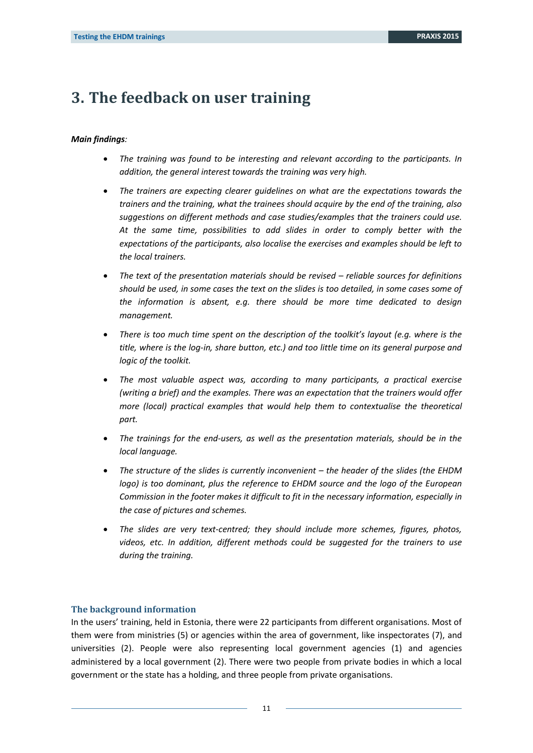# 3. The feedback on user training

***Main findings:***

- *The training was found to be interesting and relevant according to the participants. In addition, the general interest towards the training was very high.*
- *The trainers are expecting clearer guidelines on what are the expectations towards the trainers and the training, what the trainees should acquire by the end of the training, also suggestions on different methods and case studies/examples that the trainers could use. At the same time, possibilities to add slides in order to comply better with the expectations of the participants, also localise the exercises and examples should be left to the local trainers.*
- *The text of the presentation materials should be revised – reliable sources for definitions should be used, in some cases the text on the slides is too detailed, in some cases some of the information is absent, e.g. there should be more time dedicated to design management.*
- *There is too much time spent on the description of the toolkit's layout (e.g. where is the title, where is the log-in, share button, etc.) and too little time on its general purpose and logic of the toolkit.*
- *The most valuable aspect was, according to many participants, a practical exercise (writing a brief) and the examples. There was an expectation that the trainers would offer more (local) practical examples that would help them to contextualise the theoretical part.*
- *The trainings for the end-users, as well as the presentation materials, should be in the local language.*
- *The structure of the slides is currently inconvenient – the header of the slides (the EHDM logo) is too dominant, plus the reference to EHDM source and the logo of the European Commission in the footer makes it difficult to fit in the necessary information, especially in the case of pictures and schemes.*
- *The slides are very text-centred; they should include more schemes, figures, photos, videos, etc. In addition, different methods could be suggested for the trainers to use during the training.*

### The background information

In the users' training, held in Estonia, there were 22 participants from different organisations. Most of them were from ministries (5) or agencies within the area of government, like inspectorates (7), and universities (2). People were also representing local government agencies (1) and agencies administered by a local government (2). There were two people from private bodies in which a local government or the state has a holding, and three people from private organisations.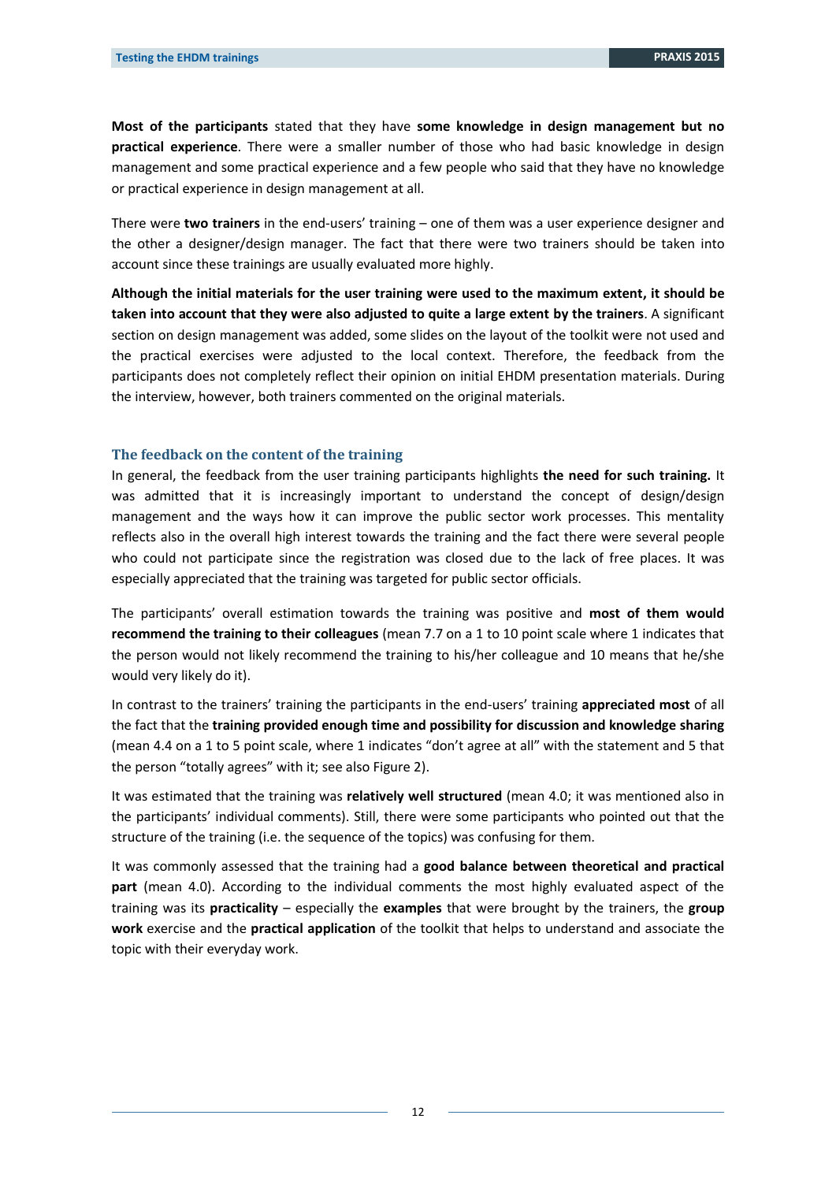**Most of the participants** stated that they have **some knowledge in design management but no practical experience**. There were a smaller number of those who had basic knowledge in design management and some practical experience and a few people who said that they have no knowledge or practical experience in design management at all.

There were **two trainers** in the end-users' training – one of them was a user experience designer and the other a designer/design manager. The fact that there were two trainers should be taken into account since these trainings are usually evaluated more highly.

**Although the initial materials for the user training were used to the maximum extent, it should be taken into account that they were also adjusted to quite a large extent by the trainers**. A significant section on design management was added, some slides on the layout of the toolkit were not used and the practical exercises were adjusted to the local context. Therefore, the feedback from the participants does not completely reflect their opinion on initial EHDM presentation materials. During the interview, however, both trainers commented on the original materials.

### The feedback on the content of the training

In general, the feedback from the user training participants highlights **the need for such training.** It was admitted that it is increasingly important to understand the concept of design/design management and the ways how it can improve the public sector work processes. This mentality reflects also in the overall high interest towards the training and the fact there were several people who could not participate since the registration was closed due to the lack of free places. It was especially appreciated that the training was targeted for public sector officials.

The participants' overall estimation towards the training was positive and **most of them would recommend the training to their colleagues** (mean 7.7 on a 1 to 10 point scale where 1 indicates that the person would not likely recommend the training to his/her colleague and 10 means that he/she would very likely do it).

In contrast to the trainers' training the participants in the end-users' training **appreciated most** of all the fact that the **training provided enough time and possibility for discussion and knowledge sharing** (mean 4.4 on a 1 to 5 point scale, where 1 indicates "don't agree at all" with the statement and 5 that the person "totally agrees" with it; see also Figure 2).

It was estimated that the training was **relatively well structured** (mean 4.0; it was mentioned also in the participants' individual comments). Still, there were some participants who pointed out that the structure of the training (i.e. the sequence of the topics) was confusing for them.

It was commonly assessed that the training had a **good balance between theoretical and practical part** (mean 4.0). According to the individual comments the most highly evaluated aspect of the training was its **practicality** – especially the **examples** that were brought by the trainers, the **group work** exercise and the **practical application** of the toolkit that helps to understand and associate the topic with their everyday work.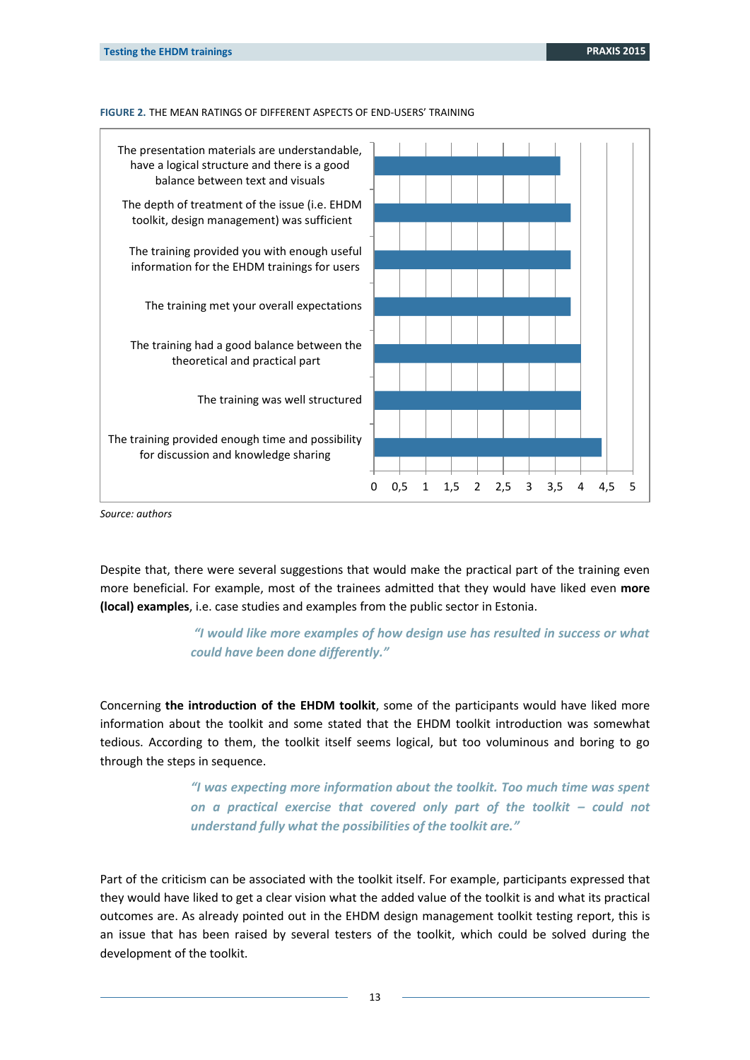**FIGURE 2.** THE MEAN RATINGS OF DIFFERENT ASPECTS OF END-USERS' TRAINING

| Aspect | Mean rating (approx.) |
|---|---|
| The presentation materials are understandable, have a logical structure and there is a good balance between text and visuals | 3.6 |
| The depth of treatment of the issue (i.e. EHDM toolkit, design management) was sufficient | 3.8 |
| The training provided you with enough useful information for the EHDM trainings for users | 3.8 |
| The training met your overall expectations | 3.8 |
| The training had a good balance between the theoretical and practical part | 4 |
| The training was well structured | 4 |
| The training provided enough time and possibility for discussion and knowledge sharing | 4.4 |

*Source: authors*

Despite that, there were several suggestions that would make the practical part of the training even more beneficial. For example, most of the trainees admitted that they would have liked even **more (local) examples**, i.e. case studies and examples from the public sector in Estonia.

> ***"I would like more examples of how design use has resulted in success or what could have been done differently."***

Concerning **the introduction of the EHDM toolkit**, some of the participants would have liked more information about the toolkit and some stated that the EHDM toolkit introduction was somewhat tedious. According to them, the toolkit itself seems logical, but too voluminous and boring to go through the steps in sequence.

> ***"I was expecting more information about the toolkit. Too much time was spent on a practical exercise that covered only part of the toolkit – could not understand fully what the possibilities of the toolkit are."***

Part of the criticism can be associated with the toolkit itself. For example, participants expressed that they would have liked to get a clear vision what the added value of the toolkit is and what its practical outcomes are. As already pointed out in the EHDM design management toolkit testing report, this is an issue that has been raised by several testers of the toolkit, which could be solved during the development of the toolkit.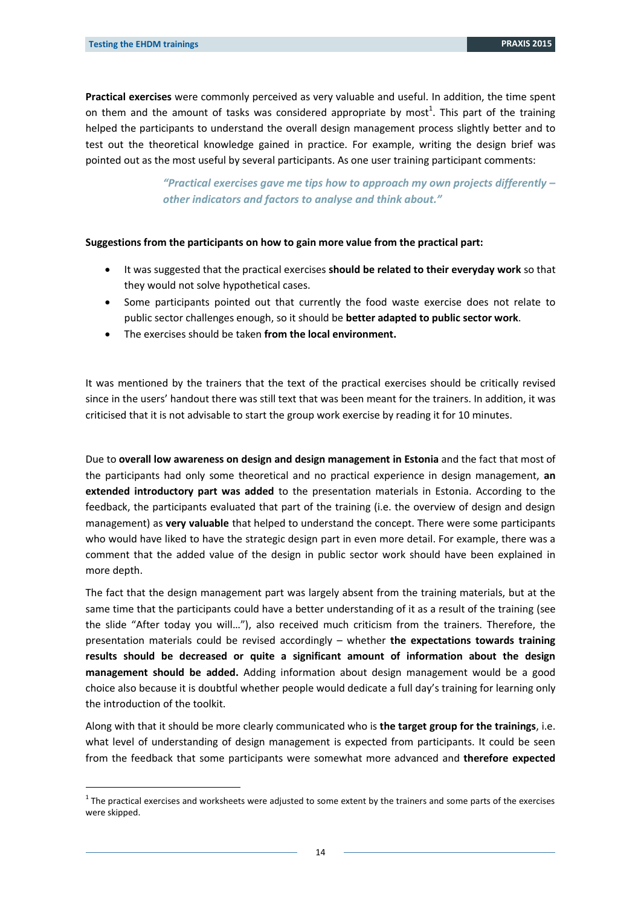**Practical exercises** were commonly perceived as very valuable and useful. In addition, the time spent on them and the amount of tasks was considered appropriate by most[1]. This part of the training helped the participants to understand the overall design management process slightly better and to test out the theoretical knowledge gained in practice. For example, writing the design brief was pointed out as the most useful by several participants. As one user training participant comments:

> *"Practical exercises gave me tips how to approach my own projects differently – other indicators and factors to analyse and think about."*

**Suggestions from the participants on how to gain more value from the practical part:**

- It was suggested that the practical exercises **should be related to their everyday work** so that they would not solve hypothetical cases.
- Some participants pointed out that currently the food waste exercise does not relate to public sector challenges enough, so it should be **better adapted to public sector work**.
- The exercises should be taken **from the local environment.**

It was mentioned by the trainers that the text of the practical exercises should be critically revised since in the users' handout there was still text that was been meant for the trainers. In addition, it was criticised that it is not advisable to start the group work exercise by reading it for 10 minutes.

Due to **overall low awareness on design and design management in Estonia** and the fact that most of the participants had only some theoretical and no practical experience in design management, **an extended introductory part was added** to the presentation materials in Estonia. According to the feedback, the participants evaluated that part of the training (i.e. the overview of design and design management) as **very valuable** that helped to understand the concept. There were some participants who would have liked to have the strategic design part in even more detail. For example, there was a comment that the added value of the design in public sector work should have been explained in more depth.

The fact that the design management part was largely absent from the training materials, but at the same time that the participants could have a better understanding of it as a result of the training (see the slide "After today you will…"), also received much criticism from the trainers. Therefore, the presentation materials could be revised accordingly – whether **the expectations towards training results should be decreased or quite a significant amount of information about the design management should be added.** Adding information about design management would be a good choice also because it is doubtful whether people would dedicate a full day's training for learning only the introduction of the toolkit.

Along with that it should be more clearly communicated who is **the target group for the trainings**, i.e. what level of understanding of design management is expected from participants. It could be seen from the feedback that some participants were somewhat more advanced and **therefore expected**

[1] The practical exercises and worksheets were adjusted to some extent by the trainers and some parts of the exercises were skipped.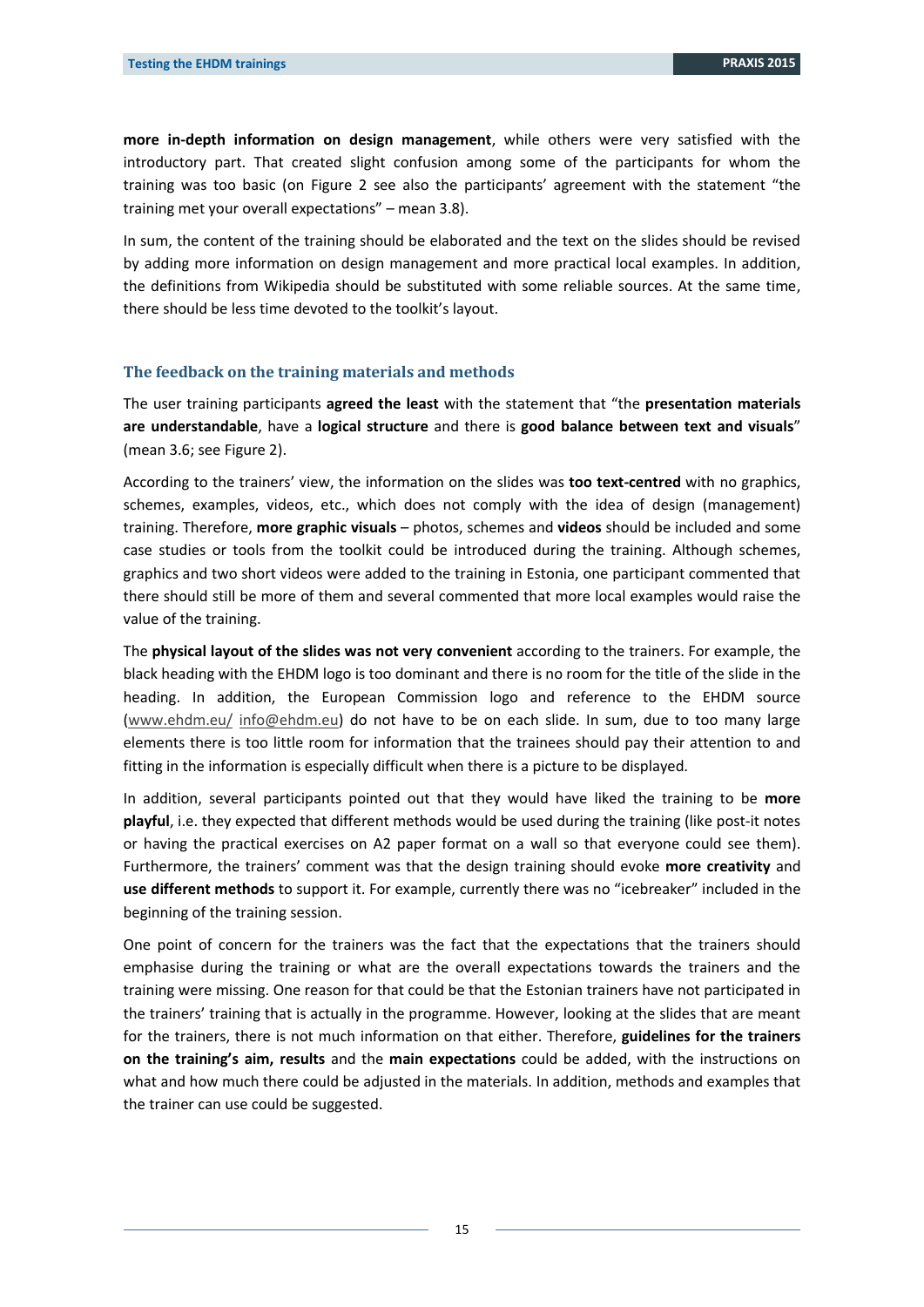**more in-depth information on design management**, while others were very satisfied with the introductory part. That created slight confusion among some of the participants for whom the training was too basic (on Figure 2 see also the participants' agreement with the statement "the training met your overall expectations" – mean 3.8).

In sum, the content of the training should be elaborated and the text on the slides should be revised by adding more information on design management and more practical local examples. In addition, the definitions from Wikipedia should be substituted with some reliable sources. At the same time, there should be less time devoted to the toolkit's layout.

### The feedback on the training materials and methods

The user training participants **agreed the least** with the statement that "the **presentation materials are understandable**, have a **logical structure** and there is **good balance between text and visuals**" (mean 3.6; see Figure 2).

According to the trainers' view, the information on the slides was **too text-centred** with no graphics, schemes, examples, videos, etc., which does not comply with the idea of design (management) training. Therefore, **more graphic visuals** – photos, schemes and **videos** should be included and some case studies or tools from the toolkit could be introduced during the training. Although schemes, graphics and two short videos were added to the training in Estonia, one participant commented that there should still be more of them and several commented that more local examples would raise the value of the training.

The **physical layout of the slides was not very convenient** according to the trainers. For example, the black heading with the EHDM logo is too dominant and there is no room for the title of the slide in the heading. In addition, the European Commission logo and reference to the EHDM source (www.ehdm.eu/ info@ehdm.eu) do not have to be on each slide. In sum, due to too many large elements there is too little room for information that the trainees should pay their attention to and fitting in the information is especially difficult when there is a picture to be displayed.

In addition, several participants pointed out that they would have liked the training to be **more playful**, i.e. they expected that different methods would be used during the training (like post-it notes or having the practical exercises on A2 paper format on a wall so that everyone could see them). Furthermore, the trainers' comment was that the design training should evoke **more creativity** and **use different methods** to support it. For example, currently there was no "icebreaker" included in the beginning of the training session.

One point of concern for the trainers was the fact that the expectations that the trainers should emphasise during the training or what are the overall expectations towards the trainers and the training were missing. One reason for that could be that the Estonian trainers have not participated in the trainers' training that is actually in the programme. However, looking at the slides that are meant for the trainers, there is not much information on that either. Therefore, **guidelines for the trainers on the training's aim, results** and the **main expectations** could be added, with the instructions on what and how much there could be adjusted in the materials. In addition, methods and examples that the trainer can use could be suggested.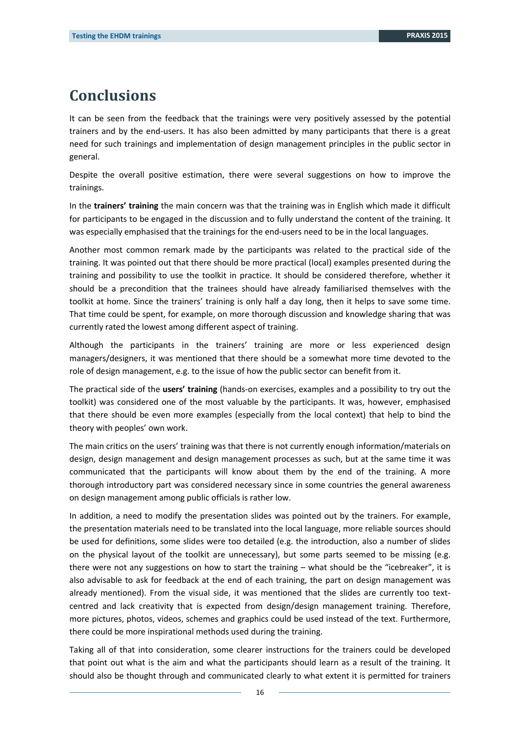# Conclusions

It can be seen from the feedback that the trainings were very positively assessed by the potential trainers and by the end-users. It has also been admitted by many participants that there is a great need for such trainings and implementation of design management principles in the public sector in general.

Despite the overall positive estimation, there were several suggestions on how to improve the trainings.

In the **trainers' training** the main concern was that the training was in English which made it difficult for participants to be engaged in the discussion and to fully understand the content of the training. It was especially emphasised that the trainings for the end-users need to be in the local languages.

Another most common remark made by the participants was related to the practical side of the training. It was pointed out that there should be more practical (local) examples presented during the training and possibility to use the toolkit in practice. It should be considered therefore, whether it should be a precondition that the trainees should have already familiarised themselves with the toolkit at home. Since the trainers' training is only half a day long, then it helps to save some time. That time could be spent, for example, on more thorough discussion and knowledge sharing that was currently rated the lowest among different aspect of training.

Although the participants in the trainers' training are more or less experienced design managers/designers, it was mentioned that there should be a somewhat more time devoted to the role of design management, e.g. to the issue of how the public sector can benefit from it.

The practical side of the **users' training** (hands-on exercises, examples and a possibility to try out the toolkit) was considered one of the most valuable by the participants. It was, however, emphasised that there should be even more examples (especially from the local context) that help to bind the theory with peoples' own work.

The main critics on the users' training was that there is not currently enough information/materials on design, design management and design management processes as such, but at the same time it was communicated that the participants will know about them by the end of the training. A more thorough introductory part was considered necessary since in some countries the general awareness on design management among public officials is rather low.

In addition, a need to modify the presentation slides was pointed out by the trainers. For example, the presentation materials need to be translated into the local language, more reliable sources should be used for definitions, some slides were too detailed (e.g. the introduction, also a number of slides on the physical layout of the toolkit are unnecessary), but some parts seemed to be missing (e.g. there were not any suggestions on how to start the training – what should be the "icebreaker", it is also advisable to ask for feedback at the end of each training, the part on design management was already mentioned). From the visual side, it was mentioned that the slides are currently too text-centred and lack creativity that is expected from design/design management training. Therefore, more pictures, photos, videos, schemes and graphics could be used instead of the text. Furthermore, there could be more inspirational methods used during the training.

Taking all of that into consideration, some clearer instructions for the trainers could be developed that point out what is the aim and what the participants should learn as a result of the training. It should also be thought through and communicated clearly to what extent it is permitted for trainers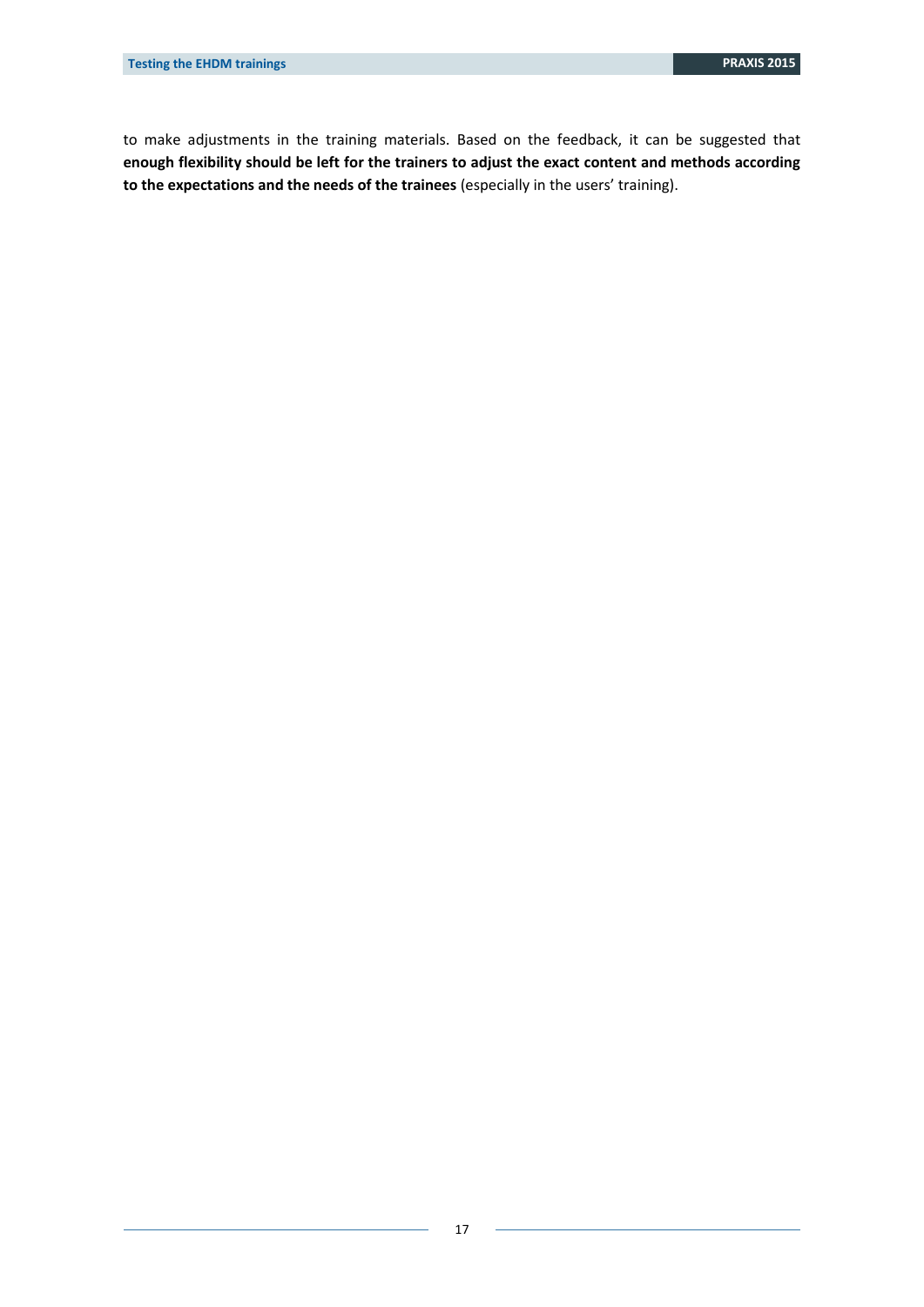to make adjustments in the training materials. Based on the feedback, it can be suggested that **enough flexibility should be left for the trainers to adjust the exact content and methods according to the expectations and the needs of the trainees** (especially in the users' training).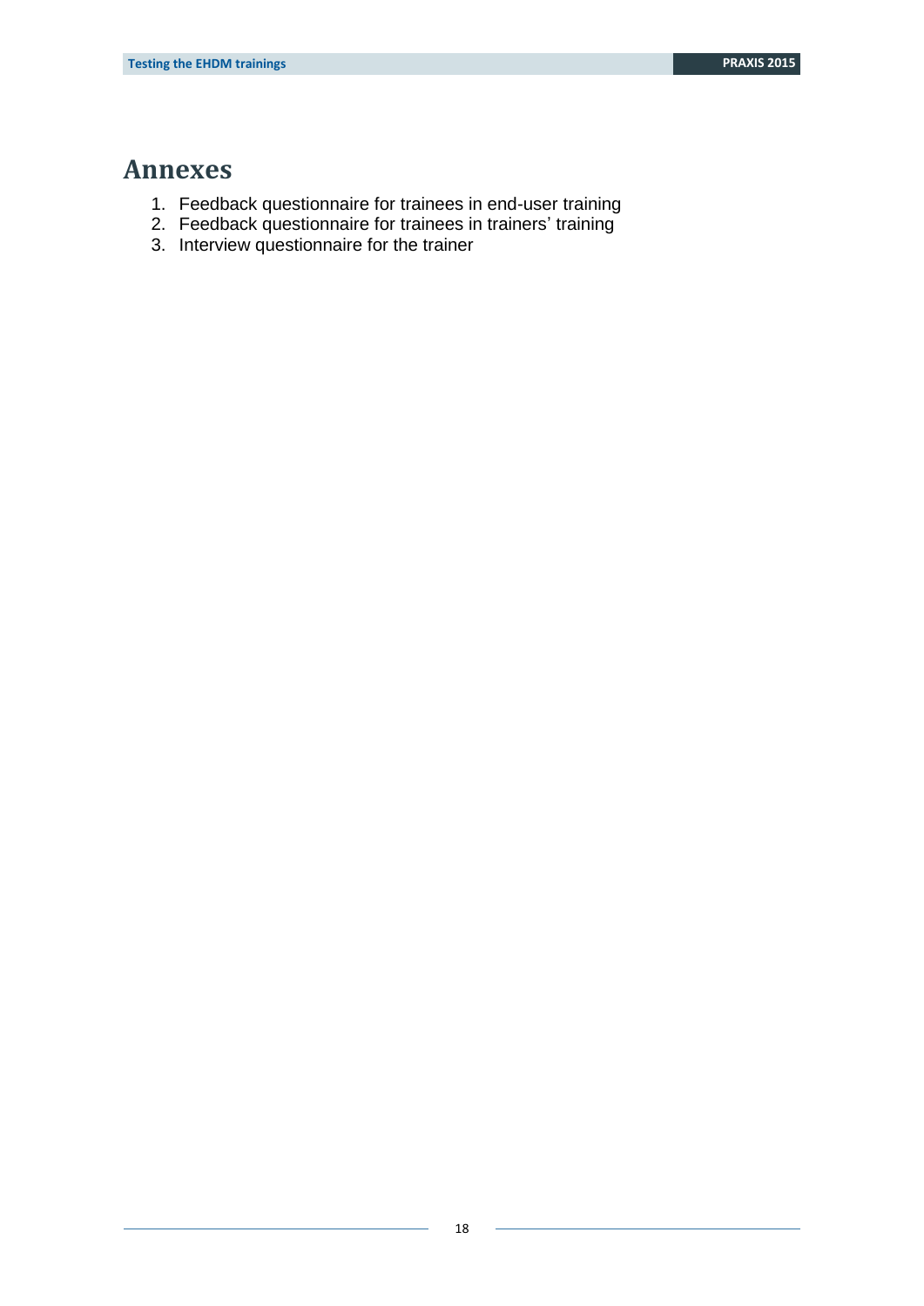# Annexes

1. Feedback questionnaire for trainees in end-user training
2. Feedback questionnaire for trainees in trainers' training
3. Interview questionnaire for the trainer